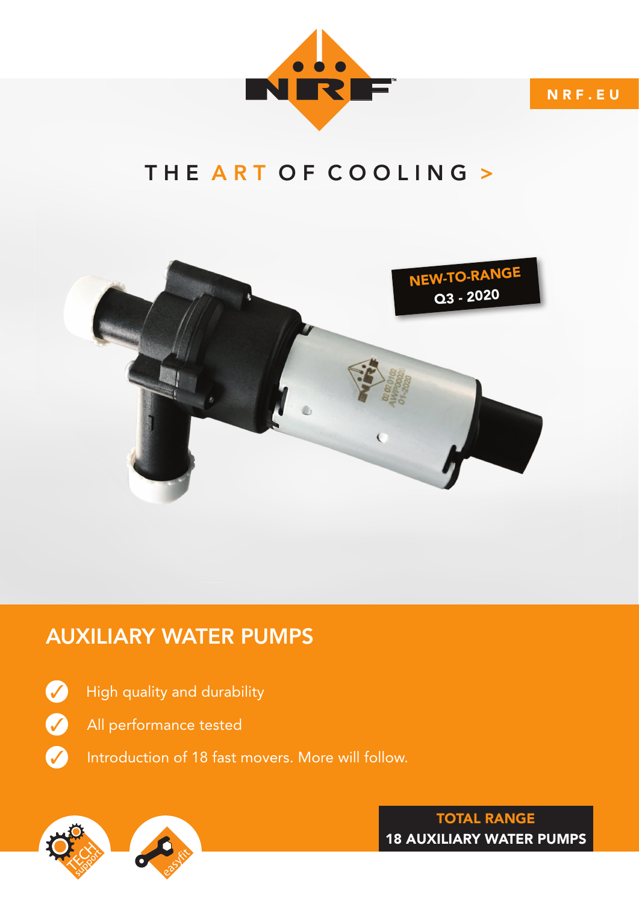NRF.EU

THE ART OF COOLING >

NEW-TO-RANGE
Q3 - 2020

## AUXILIARY WATER PUMPS

- High quality and durability
- All performance tested
- Introduction of 18 fast movers. More will follow.

TECH support

easyfit

**TOTAL RANGE**
**18 AUXILIARY WATER PUMPS**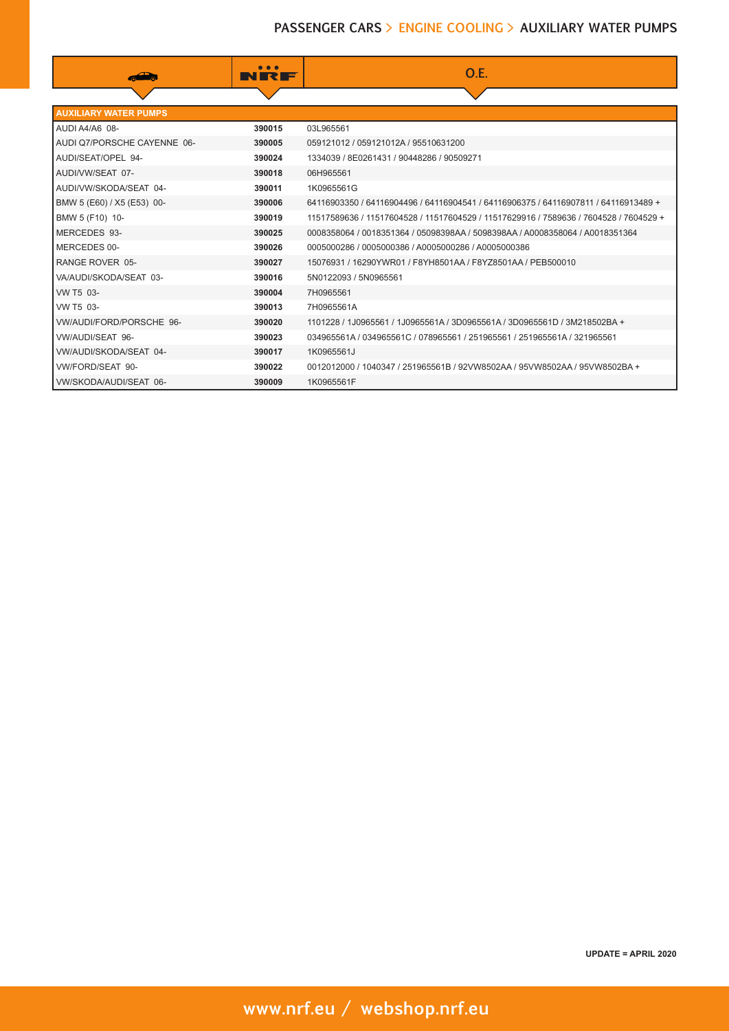| | NRF | O.E. |
|---|---|---|
| **AUXILIARY WATER PUMPS** | | |
| AUDI A4/A6 08- | 390015 | 03L965561 |
| AUDI Q7/PORSCHE CAYENNE 06- | 390005 | 059121012 / 059121012A / 95510631200 |
| AUDI/SEAT/OPEL 94- | 390024 | 1334039 / 8E0261431 / 90448286 / 90509271 |
| AUDI/VW/SEAT 07- | 390018 | 06H965561 |
| AUDI/VW/SKODA/SEAT 04- | 390011 | 1K0965561G |
| BMW 5 (E60) / X5 (E53) 00- | 390006 | 64116903350 / 64116904496 / 64116904541 / 64116906375 / 64116907811 / 64116913489 + |
| BMW 5 (F10) 10- | 390019 | 11517589636 / 11517604528 / 11517604529 / 11517629916 / 7589636 / 7604528 / 7604529 + |
| MERCEDES 93- | 390025 | 0008358064 / 0018351364 / 05098398AA / 5098398AA / A0008358064 / A0018351364 |
| MERCEDES 00- | 390026 | 0005000286 / 0005000386 / A0005000286 / A0005000386 |
| RANGE ROVER 05- | 390027 | 15076931 / 16290YWR01 / F8YH8501AA / F8YZ8501AA / PEB500010 |
| VA/AUDI/SKODA/SEAT 03- | 390016 | 5N0122093 / 5N0965561 |
| VW T5 03- | 390004 | 7H0965561 |
| VW T5 03- | 390013 | 7H0965561A |
| VW/AUDI/FORD/PORSCHE 96- | 390020 | 1101228 / 1J0965561 / 1J0965561A / 3D0965561A / 3D0965561D / 3M218502BA + |
| VW/AUDI/SEAT 96- | 390023 | 034965561A / 034965561C / 078965561 / 251965561 / 251965561A / 321965561 |
| VW/AUDI/SKODA/SEAT 04- | 390017 | 1K0965561J |
| VW/FORD/SEAT 90- | 390022 | 0012012000 / 1040347 / 251965561B / 92VW8502AA / 95VW8502AA / 95VW8502BA + |
| VW/SKODA/AUDI/SEAT 06- | 390009 | 1K0965561F |

**UPDATE = APRIL 2020**